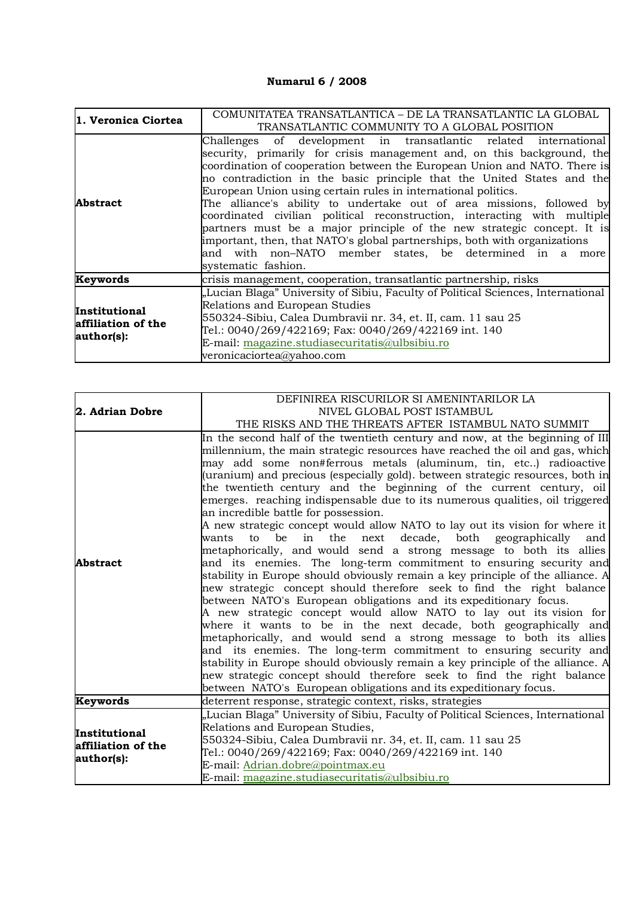**Numarul 6 / 2008**

| **1. Veronica Ciortea** | COMUNITATEA TRANSATLANTICA – DE LA TRANSATLANTIC LA GLOBAL<br>TRANSATLANTIC COMMUNITY TO A GLOBAL POSITION |
|---|---|
| **Abstract** | Challenges of development in transatlantic related international security, primarily for crisis management and, on this background, the coordination of cooperation between the European Union and NATO. There is no contradiction in the basic principle that the United States and the European Union using certain rules in international politics.<br>The alliance's ability to undertake out of area missions, followed by coordinated civilian political reconstruction, interacting with multiple partners must be a major principle of the new strategic concept. It is important, then, that NATO's global partnerships, both with organizations and with non–NATO member states, be determined in a more systematic fashion. |
| **Keywords** | crisis management, cooperation, transatlantic partnership, risks |
| **Institutional affiliation of the author(s):** | „Lucian Blaga" University of Sibiu, Faculty of Political Sciences, International Relations and European Studies<br>550324-Sibiu, Calea Dumbravii nr. 34, et. II, cam. 11 sau 25<br>Tel.: 0040/269/422169; Fax: 0040/269/422169 int. 140<br>E-mail: magazine.studiasecuritatis@ulbsibiu.ro<br>veronicaciortea@yahoo.com |

| **2. Adrian Dobre** | DEFINIREA RISCURILOR SI AMENINTARILOR LA<br>NIVEL GLOBAL POST ISTAMBUL<br>THE RISKS AND THE THREATS AFTER ISTAMBUL NATO SUMMIT |
|---|---|
| **Abstract** | In the second half of the twentieth century and now, at the beginning of III millennium, the main strategic resources have reached the oil and gas, which may add some non#ferrous metals (aluminum, tin, etc..) radioactive (uranium) and precious (especially gold). between strategic resources, both in the twentieth century and the beginning of the current century, oil emerges. reaching indispensable due to its numerous qualities, oil triggered an incredible battle for possession.<br>A new strategic concept would allow NATO to lay out its vision for where it wants to be in the next decade, both geographically and metaphorically, and would send a strong message to both its allies and its enemies. The long-term commitment to ensuring security and stability in Europe should obviously remain a key principle of the alliance. A new strategic concept should therefore seek to find the right balance between NATO's European obligations and its expeditionary focus.<br>A new strategic concept would allow NATO to lay out its vision for where it wants to be in the next decade, both geographically and metaphorically, and would send a strong message to both its allies and its enemies. The long-term commitment to ensuring security and stability in Europe should obviously remain a key principle of the alliance. A new strategic concept should therefore seek to find the right balance between NATO's European obligations and its expeditionary focus. |
| **Keywords** | deterrent response, strategic context, risks, strategies |
| **Institutional affiliation of the author(s):** | „Lucian Blaga" University of Sibiu, Faculty of Political Sciences, International Relations and European Studies,<br>550324-Sibiu, Calea Dumbravii nr. 34, et. II, cam. 11 sau 25<br>Tel.: 0040/269/422169; Fax: 0040/269/422169 int. 140<br>E-mail: Adrian.dobre@pointmax.eu<br>E-mail: magazine.studiasecuritatis@ulbsibiu.ro |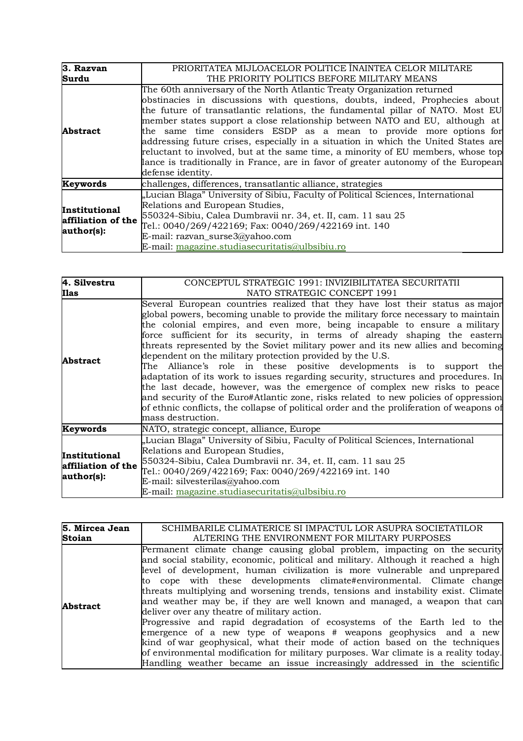| 3. Razvan Surdu | PRIORITATEA MIJLOACELOR POLITICE ÎNAINTEA CELOR MILITARE<br>THE PRIORITY POLITICS BEFORE MILITARY MEANS |
|---|---|
| **Abstract** | The 60th anniversary of the North Atlantic Treaty Organization returned obstinacies in discussions with questions, doubts, indeed, Prophecies about the future of transatlantic relations, the fundamental pillar of NATO. Most EU member states support a close relationship between NATO and EU, although at the same time considers ESDP as a mean to provide more options for addressing future crises, especially in a situation in which the United States are reluctant to involved, but at the same time, a minority of EU members, whose top lance is traditionally in France, are in favor of greater autonomy of the European defense identity. |
| **Keywords** | challenges, differences, transatlantic alliance, strategies |
| **Institutional affiliation of the author(s):** | „Lucian Blaga" University of Sibiu, Faculty of Political Sciences, International Relations and European Studies,<br>550324-Sibiu, Calea Dumbravii nr. 34, et. II, cam. 11 sau 25<br>Tel.: 0040/269/422169; Fax: 0040/269/422169 int. 140<br>E-mail: razvan_surse3@yahoo.com<br>E-mail: magazine.studiasecuritatis@ulbsibiu.ro |

| 4. Silvestru Ilas | CONCEPTUL STRATEGIC 1991: INVIZIBILITATEA SECURITATII<br>NATO STRATEGIC CONCEPT 1991 |
|---|---|
| **Abstract** | Several European countries realized that they have lost their status as major global powers, becoming unable to provide the military force necessary to maintain the colonial empires, and even more, being incapable to ensure a military force sufficient for its security, in terms of already shaping the eastern threats represented by the Soviet military power and its new allies and becoming dependent on the military protection provided by the U.S.<br>The Alliance's role in these positive developments is to support the adaptation of its work to issues regarding security, structures and procedures. In the last decade, however, was the emergence of complex new risks to peace and security of the Euro#Atlantic zone, risks related to new policies of oppression of ethnic conflicts, the collapse of political order and the proliferation of weapons of mass destruction. |
| **Keywords** | NATO, strategic concept, alliance, Europe |
| **Institutional affiliation of the author(s):** | „Lucian Blaga" University of Sibiu, Faculty of Political Sciences, International Relations and European Studies,<br>550324-Sibiu, Calea Dumbravii nr. 34, et. II, cam. 11 sau 25<br>Tel.: 0040/269/422169; Fax: 0040/269/422169 int. 140<br>E-mail: silvesterilas@yahoo.com<br>E-mail: magazine.studiasecuritatis@ulbsibiu.ro |

| 5. Mircea Jean Stoian | SCHIMBARILE CLIMATERICE SI IMPACTUL LOR ASUPRA SOCIETATILOR<br>ALTERING THE ENVIRONMENT FOR MILITARY PURPOSES |
|---|---|
| **Abstract** | Permanent climate change causing global problem, impacting on the security and social stability, economic, political and military. Although it reached a high level of development, human civilization is more vulnerable and unprepared to cope with these developments climate#environmental. Climate change threats multiplying and worsening trends, tensions and instability exist. Climate and weather may be, if they are well known and managed, a weapon that can deliver over any theatre of military action.<br>Progressive and rapid degradation of ecosystems of the Earth led to the emergence of a new type of weapons # weapons geophysics and a new kind of war geophysical, what their mode of action based on the techniques of environmental modification for military purposes. War climate is a reality today. Handling weather became an issue increasingly addressed in the scientific |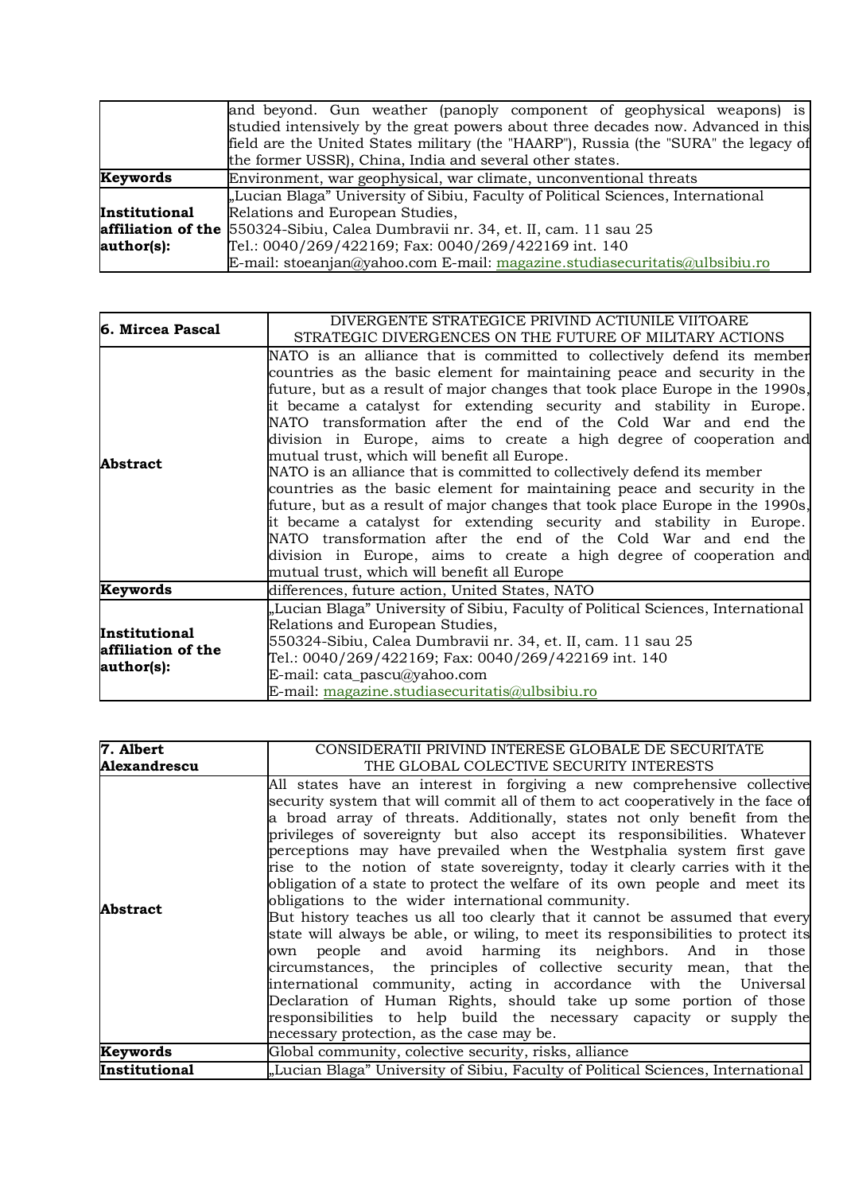|  |  |
|---|---|
|  | and beyond. Gun weather (panoply component of geophysical weapons) is studied intensively by the great powers about three decades now. Advanced in this field are the United States military (the "HAARP"), Russia (the "SURA" the legacy of the former USSR), China, India and several other states. |
| **Keywords** | Environment, war geophysical, war climate, unconventional threats |
| **Institutional affiliation of the author(s):** | „Lucian Blaga" University of Sibiu, Faculty of Political Sciences, International Relations and European Studies, 550324-Sibiu, Calea Dumbravii nr. 34, et. II, cam. 11 sau 25 Tel.: 0040/269/422169; Fax: 0040/269/422169 int. 140 E-mail: stoeanjan@yahoo.com E-mail: magazine.studiasecuritatis@ulbsibiu.ro |

| **6. Mircea Pascal** | DIVERGENTE STRATEGICE PRIVIND ACTIUNILE VIITOARE STRATEGIC DIVERGENCES ON THE FUTURE OF MILITARY ACTIONS |
|---|---|
| **Abstract** | NATO is an alliance that is committed to collectively defend its member countries as the basic element for maintaining peace and security in the future, but as a result of major changes that took place Europe in the 1990s, it became a catalyst for extending security and stability in Europe. NATO transformation after the end of the Cold War and end the division in Europe, aims to create a high degree of cooperation and mutual trust, which will benefit all Europe. NATO is an alliance that is committed to collectively defend its member countries as the basic element for maintaining peace and security in the future, but as a result of major changes that took place Europe in the 1990s, it became a catalyst for extending security and stability in Europe. NATO transformation after the end of the Cold War and end the division in Europe, aims to create a high degree of cooperation and mutual trust, which will benefit all Europe |
| **Keywords** | differences, future action, United States, NATO |
| **Institutional affiliation of the author(s):** | „Lucian Blaga" University of Sibiu, Faculty of Political Sciences, International Relations and European Studies, 550324-Sibiu, Calea Dumbravii nr. 34, et. II, cam. 11 sau 25 Tel.: 0040/269/422169; Fax: 0040/269/422169 int. 140 E-mail: cata_pascu@yahoo.com E-mail: magazine.studiasecuritatis@ulbsibiu.ro |

| **7. Albert Alexandrescu** | CONSIDERATII PRIVIND INTERESE GLOBALE DE SECURITATE THE GLOBAL COLECTIVE SECURITY INTERESTS |
|---|---|
| **Abstract** | All states have an interest in forgiving a new comprehensive collective security system that will commit all of them to act cooperatively in the face of a broad array of threats. Additionally, states not only benefit from the privileges of sovereignty but also accept its responsibilities. Whatever perceptions may have prevailed when the Westphalia system first gave rise to the notion of state sovereignty, today it clearly carries with it the obligation of a state to protect the welfare of its own people and meet its obligations to the wider international community. But history teaches us all too clearly that it cannot be assumed that every state will always be able, or wiling, to meet its responsibilities to protect its own people and avoid harming its neighbors. And in those circumstances, the principles of collective security mean, that the international community, acting in accordance with the Universal Declaration of Human Rights, should take up some portion of those responsibilities to help build the necessary capacity or supply the necessary protection, as the case may be. |
| **Keywords** | Global community, colective security, risks, alliance |
| **Institutional** | „Lucian Blaga" University of Sibiu, Faculty of Political Sciences, International |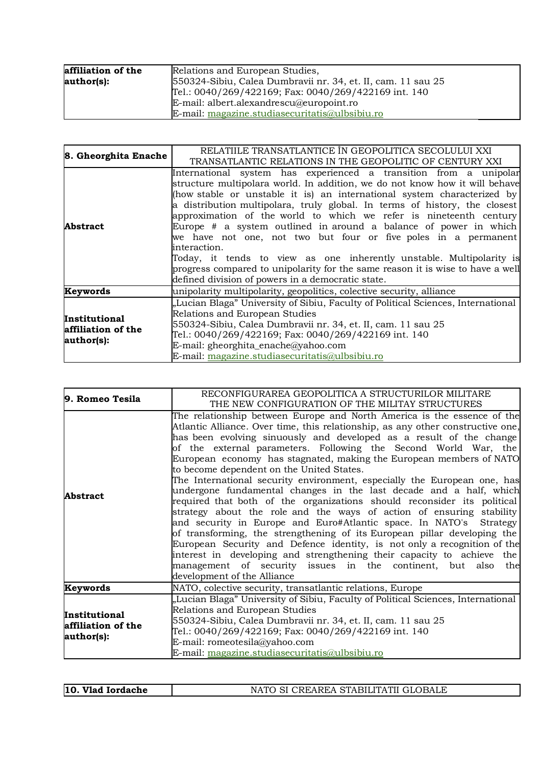| affiliation of the author(s): | Relations and European Studies,<br>550324-Sibiu, Calea Dumbravii nr. 34, et. II, cam. 11 sau 25<br>Tel.: 0040/269/422169; Fax: 0040/269/422169 int. 140<br>E-mail: albert.alexandrescu@europoint.ro<br>E-mail: magazine.studiasecuritatis@ulbsibiu.ro |
|---|---|

| 8. Gheorghita Enache | RELATIILE TRANSATLANTICE ÎN GEOPOLITICA SECOLULUI XXI<br>TRANSATLANTIC RELATIONS IN THE GEOPOLITIC OF CENTURY XXI |
|---|---|
| Abstract | International system has experienced a transition from a unipolar structure multipolara world. In addition, we do not know how it will behave (how stable or unstable it is) an international system characterized by a distribution multipolara, truly global. In terms of history, the closest approximation of the world to which we refer is nineteenth century Europe # a system outlined in around a balance of power in which we have not one, not two but four or five poles in a permanent interaction.<br>Today, it tends to view as one inherently unstable. Multipolarity is progress compared to unipolarity for the same reason it is wise to have a well defined division of powers in a democratic state. |
| Keywords | unipolarity multipolarity, geopolitics, colective security, alliance |
| Institutional affiliation of the author(s): | „Lucian Blaga" University of Sibiu, Faculty of Political Sciences, International Relations and European Studies<br>550324-Sibiu, Calea Dumbravii nr. 34, et. II, cam. 11 sau 25<br>Tel.: 0040/269/422169; Fax: 0040/269/422169 int. 140<br>E-mail: gheorghita_enache@yahoo.com<br>E-mail: magazine.studiasecuritatis@ulbsibiu.ro |

| 9. Romeo Tesila | RECONFIGURAREA GEOPOLITICA A STRUCTURILOR MILITARE<br>THE NEW CONFIGURATION OF THE MILITAY STRUCTURES |
|---|---|
| Abstract | The relationship between Europe and North America is the essence of the Atlantic Alliance. Over time, this relationship, as any other constructive one, has been evolving sinuously and developed as a result of the change of the external parameters. Following the Second World War, the European economy has stagnated, making the European members of NATO to become dependent on the United States.<br>The International security environment, especially the European one, has undergone fundamental changes in the last decade and a half, which required that both of the organizations should reconsider its political strategy about the role and the ways of action of ensuring stability and security in Europe and Euro#Atlantic space. In NATO's Strategy of transforming, the strengthening of its European pillar developing the European Security and Defence identity, is not only a recognition of the interest in developing and strengthening their capacity to achieve the management of security issues in the continent, but also the development of the Alliance |
| Keywords | NATO, colective security, transatlantic relations, Europe |
| Institutional affiliation of the author(s): | „Lucian Blaga" University of Sibiu, Faculty of Political Sciences, International Relations and European Studies<br>550324-Sibiu, Calea Dumbravii nr. 34, et. II, cam. 11 sau 25<br>Tel.: 0040/269/422169; Fax: 0040/269/422169 int. 140<br>E-mail: romeotesila@yahoo.com<br>E-mail: magazine.studiasecuritatis@ulbsibiu.ro |

| 10. Vlad Iordache | NATO SI CREAREA STABILITATII GLOBALE |
|---|---|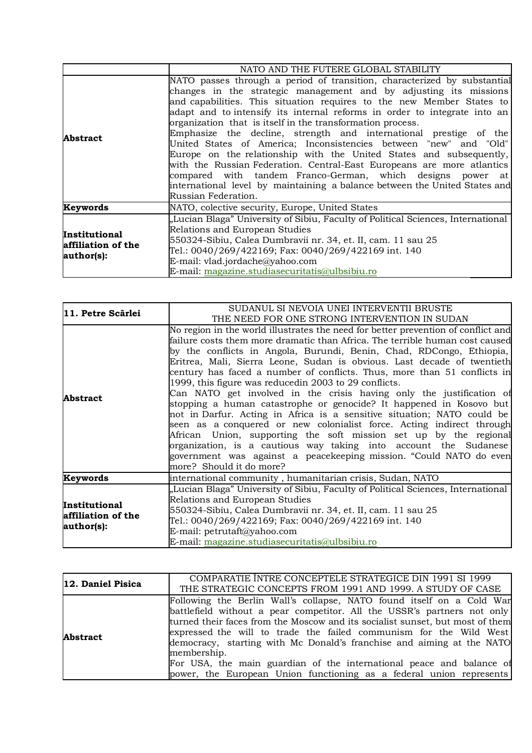| | NATO AND THE FUTERE GLOBAL STABILITY |
|---|---|
| **Abstract** | NATO passes through a period of transition, characterized by substantial changes in the strategic management and by adjusting its missions and capabilities. This situation requires to the new Member States to adapt and to intensify its internal reforms in order to integrate into an organization that is itself in the transformation process. Emphasize the decline, strength and international prestige of the United States of America; Inconsistencies between "new" and "Old" Europe on the relationship with the United States and subsequently, with the Russian Federation. Central-East Europeans are more atlantics compared with tandem Franco-German, which designs power at international level by maintaining a balance between the United States and Russian Federation. |
| **Keywords** | NATO, colective security, Europe, United States |
| **Institutional affiliation of the author(s):** | „Lucian Blaga" University of Sibiu, Faculty of Political Sciences, International Relations and European Studies<br>550324-Sibiu, Calea Dumbravii nr. 34, et. II, cam. 11 sau 25<br>Tel.: 0040/269/422169; Fax: 0040/269/422169 int. 140<br>E-mail: vlad.jordache@yahoo.com<br>E-mail: magazine.studiasecuritatis@ulbsibiu.ro |

| **11. Petre Scârlei** | SUDANUL SI NEVOIA UNEI INTERVENTII BRUSTE<br>THE NEED FOR ONE STRONG INTERVENTION IN SUDAN |
|---|---|
| **Abstract** | No region in the world illustrates the need for better prevention of conflict and failure costs them more dramatic than Africa. The terrible human cost caused by the conflicts in Angola, Burundi, Benin, Chad, RDCongo, Ethiopia, Eritrea, Mali, Sierra Leone, Sudan is obvious. Last decade of twentieth century has faced a number of conflicts. Thus, more than 51 conflicts in 1999, this figure was reducedin 2003 to 29 conflicts.<br>Can NATO get involved in the crisis having only the justification of stopping a human catastrophe or genocide? It happened in Kosovo but not in Darfur. Acting in Africa is a sensitive situation; NATO could be seen as a conquered or new colonialist force. Acting indirect through African Union, supporting the soft mission set up by the regional organization, is a cautious way taking into account the Sudanese government was against a peacekeeping mission. "Could NATO do even more? Should it do more? |
| **Keywords** | international community , humanitarian crisis, Sudan, NATO |
| **Institutional affiliation of the author(s):** | „Lucian Blaga" University of Sibiu, Faculty of Political Sciences, International Relations and European Studies<br>550324-Sibiu, Calea Dumbravii nr. 34, et. II, cam. 11 sau 25<br>Tel.: 0040/269/422169; Fax: 0040/269/422169 int. 140<br>E-mail: petrutaft@yahoo.com<br>E-mail: magazine.studiasecuritatis@ulbsibiu.ro |

| **12. Daniel Pisica** | COMPARATIE ÎNTRE CONCEPTELE STRATEGICE DIN 1991 SI 1999<br>THE STRATEGIC CONCEPTS FROM 1991 AND 1999. A STUDY OF CASE |
|---|---|
| **Abstract** | Following the Berlin Wall's collapse, NATO found itself on a Cold War battlefield without a pear competitor. All the USSR's partners not only turned their faces from the Moscow and its socialist sunset, but most of them expressed the will to trade the failed communism for the Wild West democracy, starting with Mc Donald's franchise and aiming at the NATO membership.<br>For USA, the main guardian of the international peace and balance of power, the European Union functioning as a federal union represents |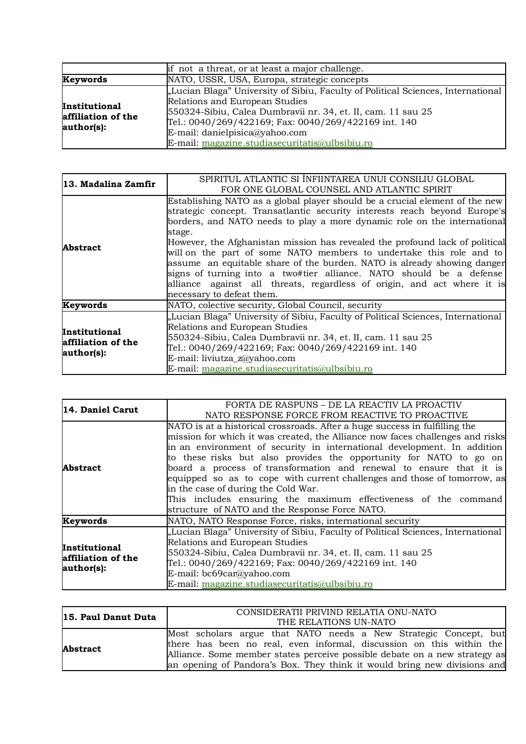|  | if not a threat, or at least a major challenge. |
|---|---|
| **Keywords** | NATO, USSR, USA, Europa, strategic concepts |
| **Institutional affiliation of the author(s):** | „Lucian Blaga" University of Sibiu, Faculty of Political Sciences, International Relations and European Studies<br>550324-Sibiu, Calea Dumbravii nr. 34, et. II, cam. 11 sau 25<br>Tel.: 0040/269/422169; Fax: 0040/269/422169 int. 140<br>E-mail: danielpisica@yahoo.com<br>E-mail: magazine.studiasecuritatis@ulbsibiu.ro |

| **13. Madalina Zamfir** | SPIRITUL ATLANTIC SI ÎNFIINTAREA UNUI CONSILIU GLOBAL<br>FOR ONE GLOBAL COUNSEL AND ATLANTIC SPIRIT |
|---|---|
| **Abstract** | Establishing NATO as a global player should be a crucial element of the new strategic concept. Transatlantic security interests reach beyond Europe's borders, and NATO needs to play a more dynamic role on the international stage.<br>However, the Afghanistan mission has revealed the profound lack of political will on the part of some NATO members to undertake this role and to assume an equitable share of the burden. NATO is already showing danger signs of turning into a two#tier alliance. NATO should be a defense alliance against all threats, regardless of origin, and act where it is necessary to defeat them. |
| **Keywords** | NATO, colective security, Global Council, security |
| **Institutional affiliation of the author(s):** | „Lucian Blaga" University of Sibiu, Faculty of Political Sciences, International Relations and European Studies<br>550324-Sibiu, Calea Dumbravii nr. 34, et. II, cam. 11 sau 25<br>Tel.: 0040/269/422169; Fax: 0040/269/422169 int. 140<br>E-mail: liviutza_z@yahoo.com<br>E-mail: magazine.studiasecuritatis@ulbsibiu.ro |

| **14. Daniel Carut** | FORTA DE RASPUNS – DE LA REACTIV LA PROACTIV<br>NATO RESPONSE FORCE FROM REACTIVE TO PROACTIVE |
|---|---|
| **Abstract** | NATO is at a historical crossroads. After a huge success in fulfilling the mission for which it was created, the Alliance now faces challenges and risks in an environment of security in international development. In addition to these risks but also provides the opportunity for NATO to go on board a process of transformation and renewal to ensure that it is equipped so as to cope with current challenges and those of tomorrow, as in the case of during the Cold War.<br>This includes ensuring the maximum effectiveness of the command structure of NATO and the Response Force NATO. |
| **Keywords** | NATO, NATO Response Force, risks, international security |
| **Institutional affiliation of the author(s):** | „Lucian Blaga" University of Sibiu, Faculty of Political Sciences, International Relations and European Studies<br>550324-Sibiu, Calea Dumbravii nr. 34, et. II, cam. 11 sau 25<br>Tel.: 0040/269/422169; Fax: 0040/269/422169 int. 140<br>E-mail: bc69car@yahoo.com<br>E-mail: magazine.studiasecuritatis@ulbsibiu.ro |

| **15. Paul Danut Duta** | CONSIDERATII PRIVIND RELATIA ONU-NATO<br>THE RELATIONS UN-NATO |
|---|---|
| **Abstract** | Most scholars argue that NATO needs a New Strategic Concept, but there has been no real, even informal, discussion on this within the Alliance. Some member states perceive possible debate on a new strategy as an opening of Pandora's Box. They think it would bring new divisions and |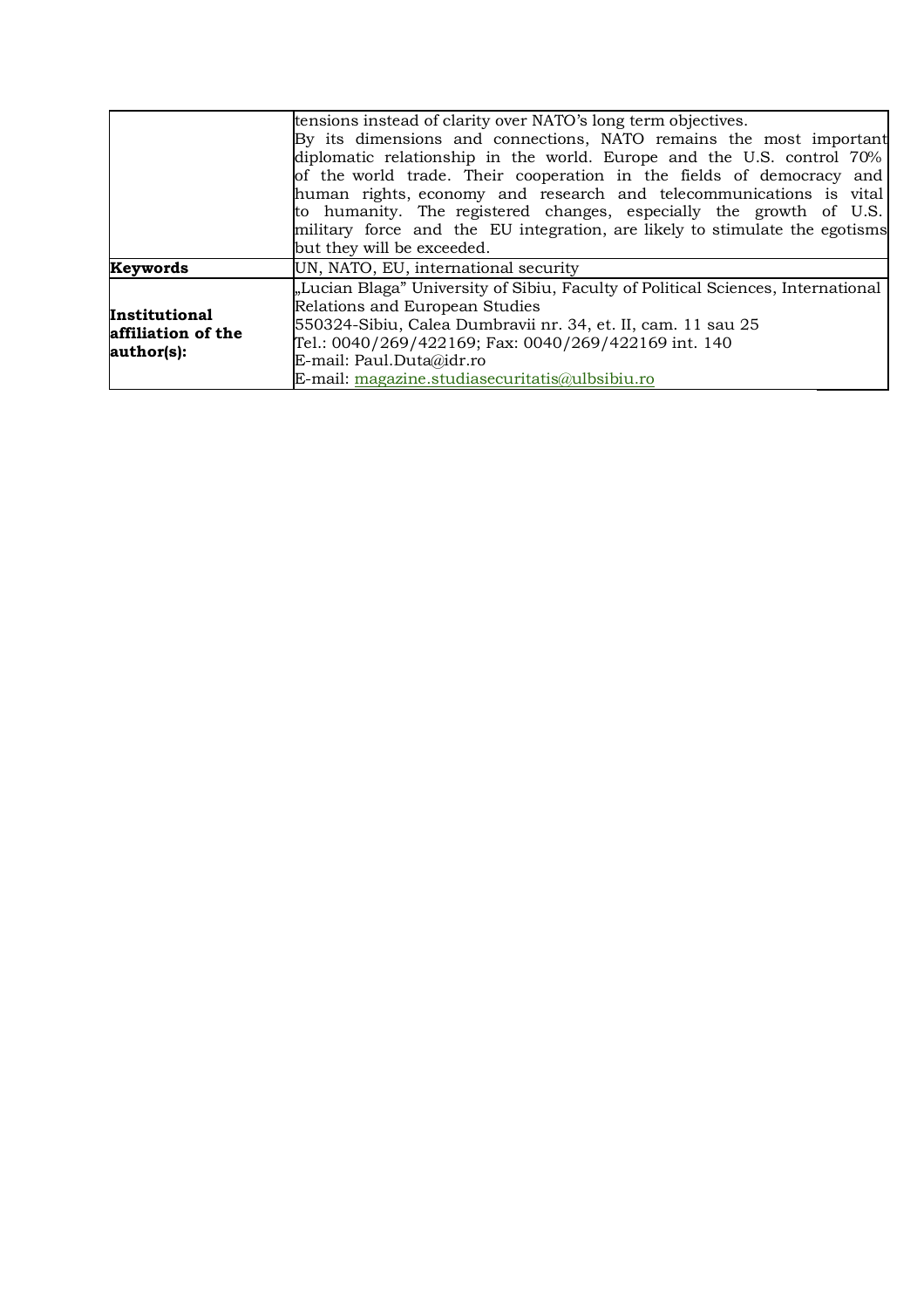| | |
|---|---|
| | tensions instead of clarity over NATO's long term objectives.<br>By its dimensions and connections, NATO remains the most important diplomatic relationship in the world. Europe and the U.S. control 70% of the world trade. Their cooperation in the fields of democracy and human rights, economy and research and telecommunications is vital to humanity. The registered changes, especially the growth of U.S. military force and the EU integration, are likely to stimulate the egotisms but they will be exceeded. |
| **Keywords** | UN, NATO, EU, international security |
| **Institutional affiliation of the author(s):** | „Lucian Blaga" University of Sibiu, Faculty of Political Sciences, International Relations and European Studies<br>550324-Sibiu, Calea Dumbravii nr. 34, et. II, cam. 11 sau 25<br>Tel.: 0040/269/422169; Fax: 0040/269/422169 int. 140<br>E-mail: Paul.Duta@idr.ro<br>E-mail: magazine.studiasecuritatis@ulbsibiu.ro |